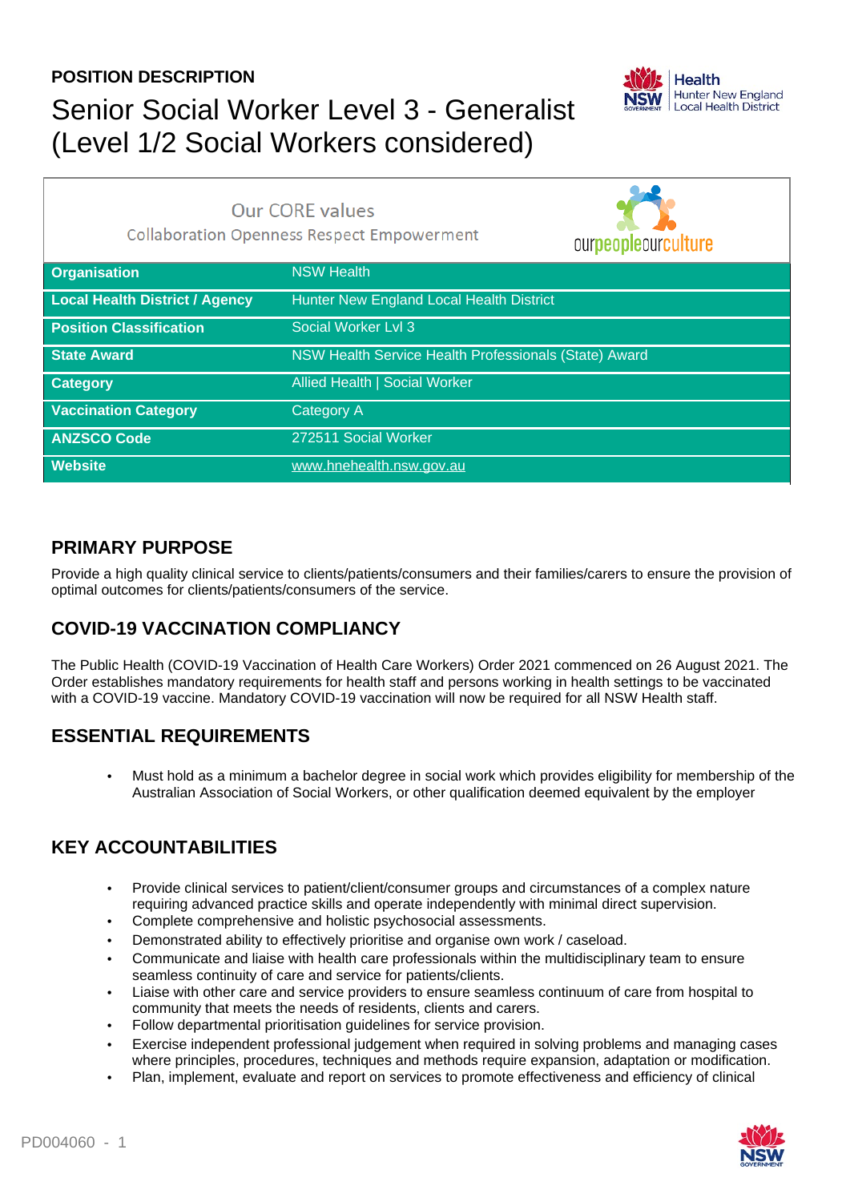**POSITION DESCRIPTION**

# Senior Social Worker Level 3 - Generalist (Level 1/2 Social Workers considered)

Our CORE values

Collaboration Openness Respect Empowerment

ourpeopleourculture

| | |
|---|---|
| **Organisation** | NSW Health |
| **Local Health District / Agency** | Hunter New England Local Health District |
| **Position Classification** | Social Worker Lvl 3 |
| **State Award** | NSW Health Service Health Professionals (State) Award |
| **Category** | Allied Health \| Social Worker |
| **Vaccination Category** | Category A |
| **ANZSCO Code** | 272511 Social Worker |
| **Website** | www.hnehealth.nsw.gov.au |

## PRIMARY PURPOSE

Provide a high quality clinical service to clients/patients/consumers and their families/carers to ensure the provision of optimal outcomes for clients/patients/consumers of the service.

## COVID-19 VACCINATION COMPLIANCY

The Public Health (COVID-19 Vaccination of Health Care Workers) Order 2021 commenced on 26 August 2021. The Order establishes mandatory requirements for health staff and persons working in health settings to be vaccinated with a COVID-19 vaccine. Mandatory COVID-19 vaccination will now be required for all NSW Health staff.

## ESSENTIAL REQUIREMENTS

- Must hold as a minimum a bachelor degree in social work which provides eligibility for membership of the Australian Association of Social Workers, or other qualification deemed equivalent by the employer

## KEY ACCOUNTABILITIES

- Provide clinical services to patient/client/consumer groups and circumstances of a complex nature requiring advanced practice skills and operate independently with minimal direct supervision.
- Complete comprehensive and holistic psychosocial assessments.
- Demonstrated ability to effectively prioritise and organise own work / caseload.
- Communicate and liaise with health care professionals within the multidisciplinary team to ensure seamless continuity of care and service for patients/clients.
- Liaise with other care and service providers to ensure seamless continuum of care from hospital to community that meets the needs of residents, clients and carers.
- Follow departmental prioritisation guidelines for service provision.
- Exercise independent professional judgement when required in solving problems and managing cases where principles, procedures, techniques and methods require expansion, adaptation or modification.
- Plan, implement, evaluate and report on services to promote effectiveness and efficiency of clinical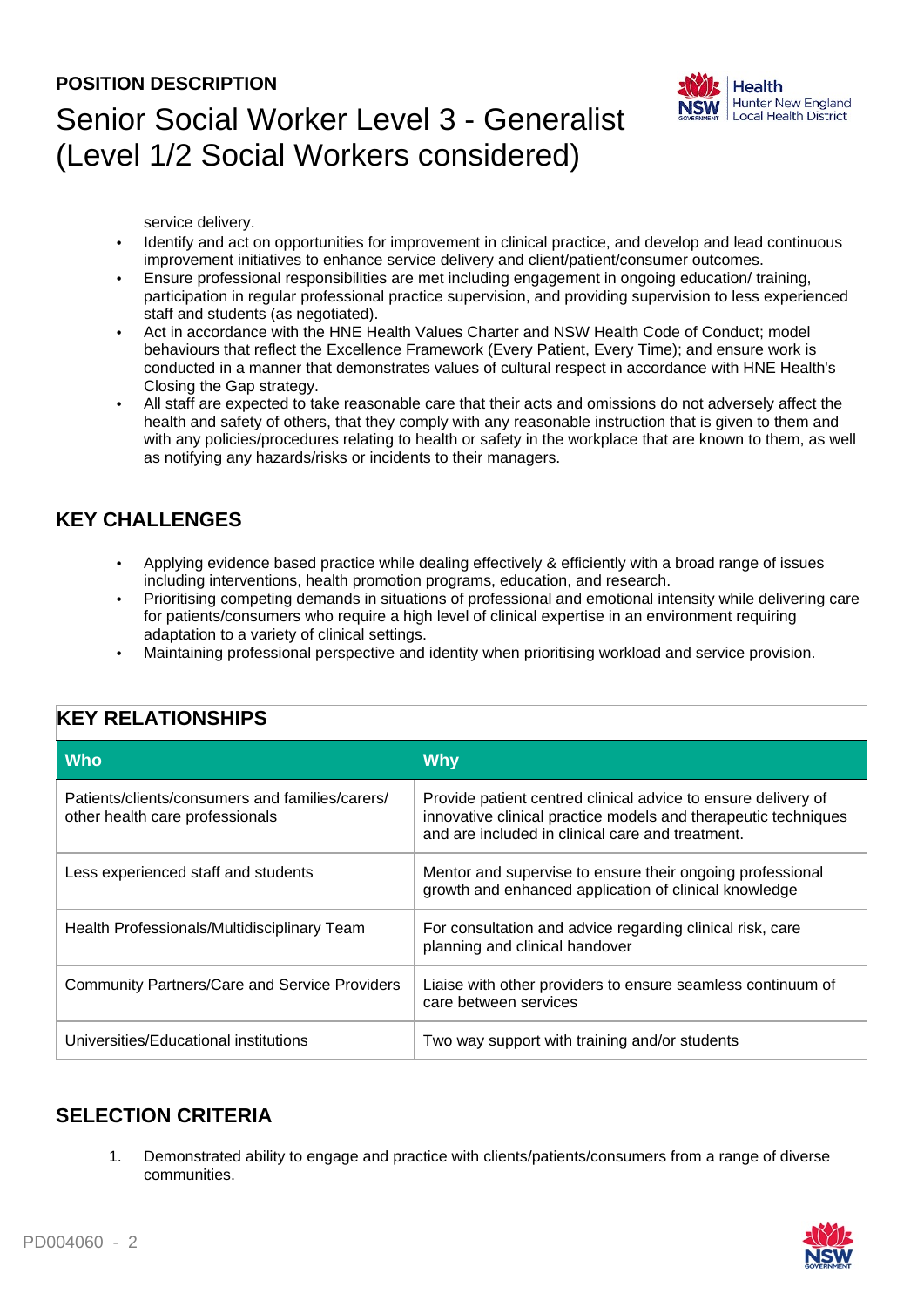service delivery.

- Identify and act on opportunities for improvement in clinical practice, and develop and lead continuous improvement initiatives to enhance service delivery and client/patient/consumer outcomes.
- Ensure professional responsibilities are met including engagement in ongoing education/ training, participation in regular professional practice supervision, and providing supervision to less experienced staff and students (as negotiated).
- Act in accordance with the HNE Health Values Charter and NSW Health Code of Conduct; model behaviours that reflect the Excellence Framework (Every Patient, Every Time); and ensure work is conducted in a manner that demonstrates values of cultural respect in accordance with HNE Health's Closing the Gap strategy.
- All staff are expected to take reasonable care that their acts and omissions do not adversely affect the health and safety of others, that they comply with any reasonable instruction that is given to them and with any policies/procedures relating to health or safety in the workplace that are known to them, as well as notifying any hazards/risks or incidents to their managers.

## KEY CHALLENGES

- Applying evidence based practice while dealing effectively & efficiently with a broad range of issues including interventions, health promotion programs, education, and research.
- Prioritising competing demands in situations of professional and emotional intensity while delivering care for patients/consumers who require a high level of clinical expertise in an environment requiring adaptation to a variety of clinical settings.
- Maintaining professional perspective and identity when prioritising workload and service provision.

## KEY RELATIONSHIPS

| Who | Why |
|---|---|
| Patients/clients/consumers and families/carers/ other health care professionals | Provide patient centred clinical advice to ensure delivery of innovative clinical practice models and therapeutic techniques and are included in clinical care and treatment. |
| Less experienced staff and students | Mentor and supervise to ensure their ongoing professional growth and enhanced application of clinical knowledge |
| Health Professionals/Multidisciplinary Team | For consultation and advice regarding clinical risk, care planning and clinical handover |
| Community Partners/Care and Service Providers | Liaise with other providers to ensure seamless continuum of care between services |
| Universities/Educational institutions | Two way support with training and/or students |

## SELECTION CRITERIA

1. Demonstrated ability to engage and practice with clients/patients/consumers from a range of diverse communities.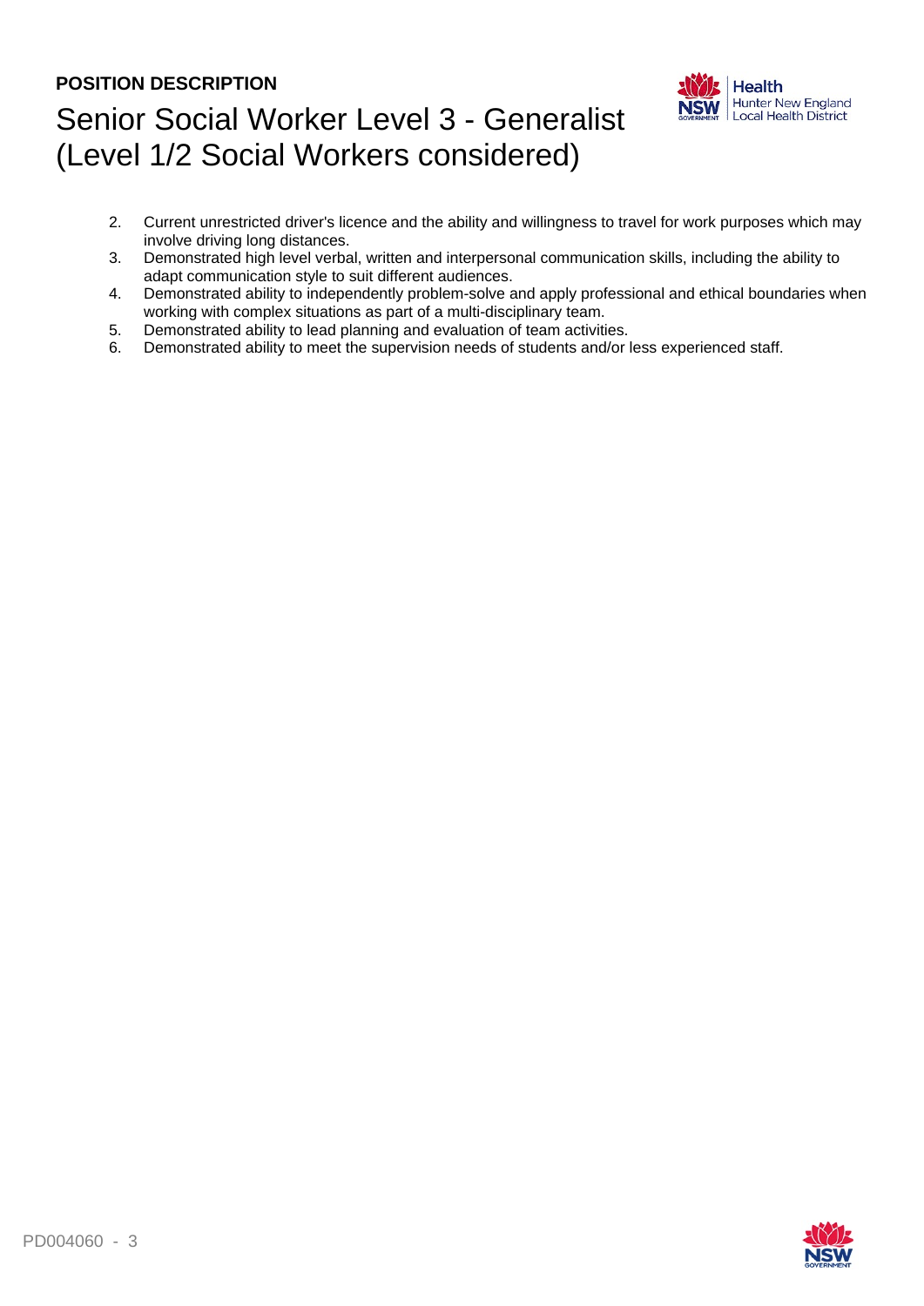2. Current unrestricted driver's licence and the ability and willingness to travel for work purposes which may involve driving long distances.
3. Demonstrated high level verbal, written and interpersonal communication skills, including the ability to adapt communication style to suit different audiences.
4. Demonstrated ability to independently problem-solve and apply professional and ethical boundaries when working with complex situations as part of a multi-disciplinary team.
5. Demonstrated ability to lead planning and evaluation of team activities.
6. Demonstrated ability to meet the supervision needs of students and/or less experienced staff.